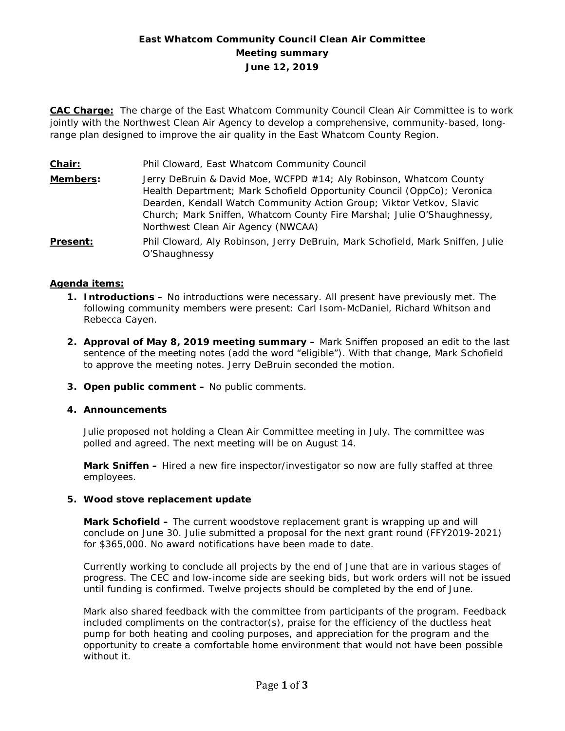# East Whatcom Community Council Clean Air Committee
## Meeting summary
### June 12, 2019

**CAC Charge:** The charge of the East Whatcom Community Council Clean Air Committee is to work jointly with the Northwest Clean Air Agency to develop a comprehensive, community-based, long-range plan designed to improve the air quality in the East Whatcom County Region.

**Chair:** Phil Cloward, East Whatcom Community Council

**Members:** Jerry DeBruin & David Moe, WCFPD #14; Aly Robinson, Whatcom County Health Department; Mark Schofield Opportunity Council (OppCo); Veronica Dearden, Kendall Watch Community Action Group; Viktor Vetkov, Slavic Church; Mark Sniffen, Whatcom County Fire Marshal; Julie O'Shaughnessy, Northwest Clean Air Agency (NWCAA)

**Present:** Phil Cloward, Aly Robinson, Jerry DeBruin, Mark Schofield, Mark Sniffen, Julie O'Shaughnessy

**Agenda items:**

1. **Introductions –** No introductions were necessary. All present have previously met. The following community members were present: Carl Isom-McDaniel, Richard Whitson and Rebecca Cayen.

2. **Approval of May 8, 2019 meeting summary –** Mark Sniffen proposed an edit to the last sentence of the meeting notes (add the word "eligible"). With that change, Mark Schofield to approve the meeting notes. Jerry DeBruin seconded the motion.

3. **Open public comment –** No public comments.

4. **Announcements**

   Julie proposed not holding a Clean Air Committee meeting in July. The committee was polled and agreed. The next meeting will be on August 14.

   **Mark Sniffen –** Hired a new fire inspector/investigator so now are fully staffed at three employees.

5. **Wood stove replacement update**

   **Mark Schofield –** The current woodstove replacement grant is wrapping up and will conclude on June 30. Julie submitted a proposal for the next grant round (FFY2019-2021) for $365,000. No award notifications have been made to date.

   Currently working to conclude all projects by the end of June that are in various stages of progress. The CEC and low-income side are seeking bids, but work orders will not be issued until funding is confirmed. Twelve projects should be completed by the end of June.

   Mark also shared feedback with the committee from participants of the program. Feedback included compliments on the contractor(s), praise for the efficiency of the ductless heat pump for both heating and cooling purposes, and appreciation for the program and the opportunity to create a comfortable home environment that would not have been possible without it.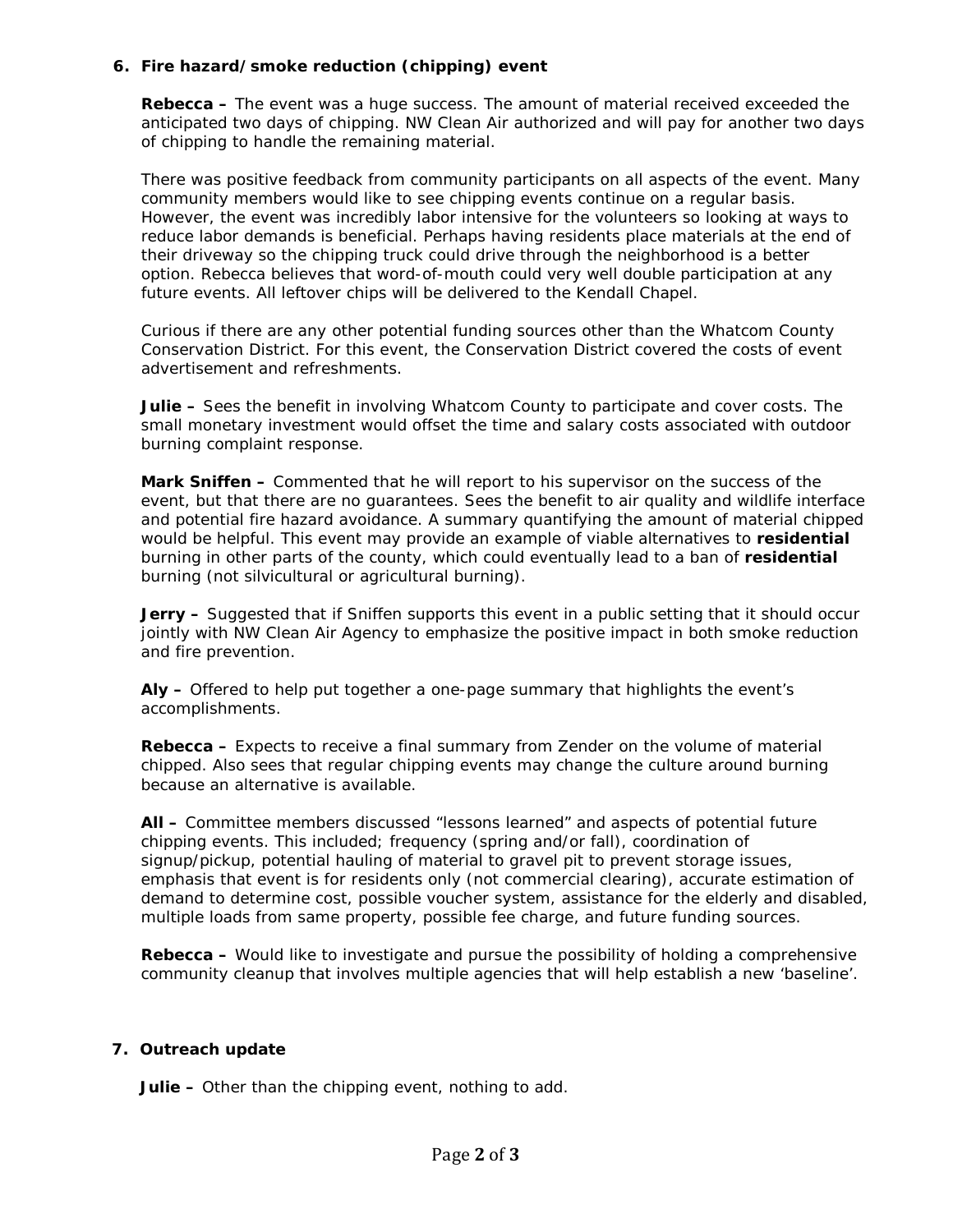**6. Fire hazard/smoke reduction (chipping) event**

**Rebecca –** The event was a huge success. The amount of material received exceeded the anticipated two days of chipping. NW Clean Air authorized and will pay for another two days of chipping to handle the remaining material.

There was positive feedback from community participants on all aspects of the event. Many community members would like to see chipping events continue on a regular basis. However, the event was incredibly labor intensive for the volunteers so looking at ways to reduce labor demands is beneficial. Perhaps having residents place materials at the end of their driveway so the chipping truck could drive through the neighborhood is a better option. Rebecca believes that word-of-mouth could very well double participation at any future events. All leftover chips will be delivered to the Kendall Chapel.

Curious if there are any other potential funding sources other than the Whatcom County Conservation District. For this event, the Conservation District covered the costs of event advertisement and refreshments.

**Julie –** Sees the benefit in involving Whatcom County to participate and cover costs. The small monetary investment would offset the time and salary costs associated with outdoor burning complaint response.

**Mark Sniffen –** Commented that he will report to his supervisor on the success of the event, but that there are no guarantees. Sees the benefit to air quality and wildlife interface and potential fire hazard avoidance. A summary quantifying the amount of material chipped would be helpful. This event may provide an example of viable alternatives to **residential** burning in other parts of the county, which could eventually lead to a ban of **residential** burning (not silvicultural or agricultural burning).

**Jerry –** Suggested that if Sniffen supports this event in a public setting that it should occur jointly with NW Clean Air Agency to emphasize the positive impact in both smoke reduction and fire prevention.

**Aly –** Offered to help put together a one-page summary that highlights the event's accomplishments.

**Rebecca –** Expects to receive a final summary from Zender on the volume of material chipped. Also sees that regular chipping events may change the culture around burning because an alternative is available.

**All –** Committee members discussed "lessons learned" and aspects of potential future chipping events. This included; frequency (spring and/or fall), coordination of signup/pickup, potential hauling of material to gravel pit to prevent storage issues, emphasis that event is for residents only (not commercial clearing), accurate estimation of demand to determine cost, possible voucher system, assistance for the elderly and disabled, multiple loads from same property, possible fee charge, and future funding sources.

**Rebecca –** Would like to investigate and pursue the possibility of holding a comprehensive community cleanup that involves multiple agencies that will help establish a new 'baseline'.

**7. Outreach update**

**Julie –** Other than the chipping event, nothing to add.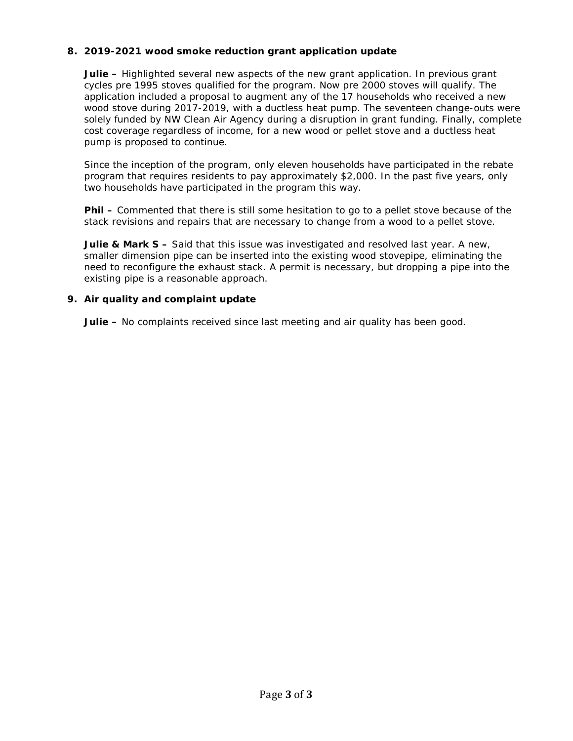**8. 2019-2021 wood smoke reduction grant application update**

**Julie –** Highlighted several new aspects of the new grant application. In previous grant cycles pre 1995 stoves qualified for the program. Now pre 2000 stoves will qualify. The application included a proposal to augment any of the 17 households who received a new wood stove during 2017-2019, with a ductless heat pump. The seventeen change-outs were solely funded by NW Clean Air Agency during a disruption in grant funding. Finally, complete cost coverage regardless of income, for a new wood or pellet stove and a ductless heat pump is proposed to continue.

Since the inception of the program, only eleven households have participated in the rebate program that requires residents to pay approximately $2,000. In the past five years, only two households have participated in the program this way.

**Phil –** Commented that there is still some hesitation to go to a pellet stove because of the stack revisions and repairs that are necessary to change from a wood to a pellet stove.

**Julie & Mark S –** Said that this issue was investigated and resolved last year. A new, smaller dimension pipe can be inserted into the existing wood stovepipe, eliminating the need to reconfigure the exhaust stack. A permit is necessary, but dropping a pipe into the existing pipe is a reasonable approach.

**9. Air quality and complaint update**

**Julie –** No complaints received since last meeting and air quality has been good.